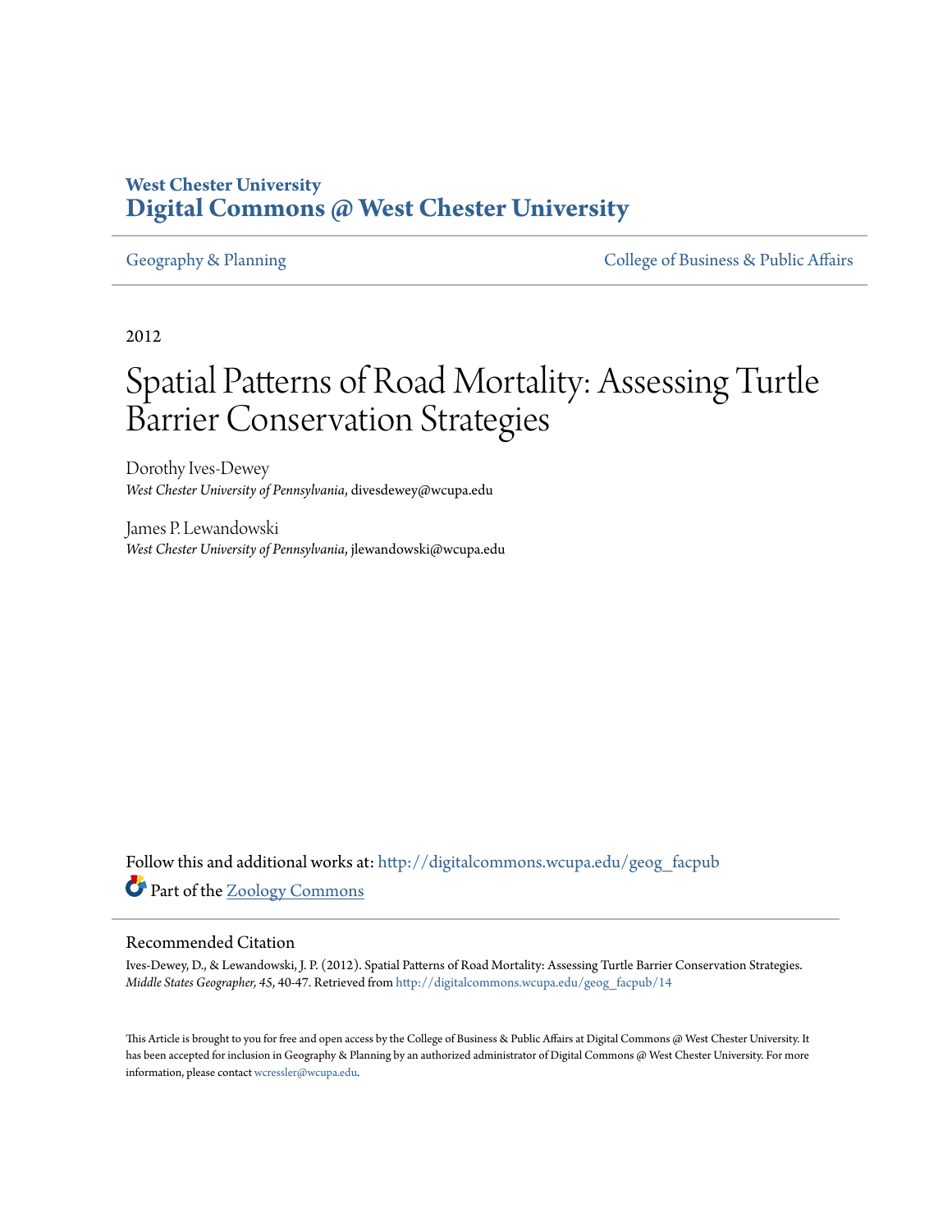West Chester University
**Digital Commons @ West Chester University**

Geography & Planning

College of Business & Public Affairs

2012

# Spatial Patterns of Road Mortality: Assessing Turtle Barrier Conservation Strategies

Dorothy Ives-Dewey
*West Chester University of Pennsylvania*, divesdewey@wcupa.edu

James P. Lewandowski
*West Chester University of Pennsylvania*, jlewandowski@wcupa.edu

Follow this and additional works at: http://digitalcommons.wcupa.edu/geog_facpub

Part of the Zoology Commons

## Recommended Citation

Ives-Dewey, D., & Lewandowski, J. P. (2012). Spatial Patterns of Road Mortality: Assessing Turtle Barrier Conservation Strategies. *Middle States Geographer, 45*, 40-47. Retrieved from http://digitalcommons.wcupa.edu/geog_facpub/14

This Article is brought to you for free and open access by the College of Business & Public Affairs at Digital Commons @ West Chester University. It has been accepted for inclusion in Geography & Planning by an authorized administrator of Digital Commons @ West Chester University. For more information, please contact wcressler@wcupa.edu.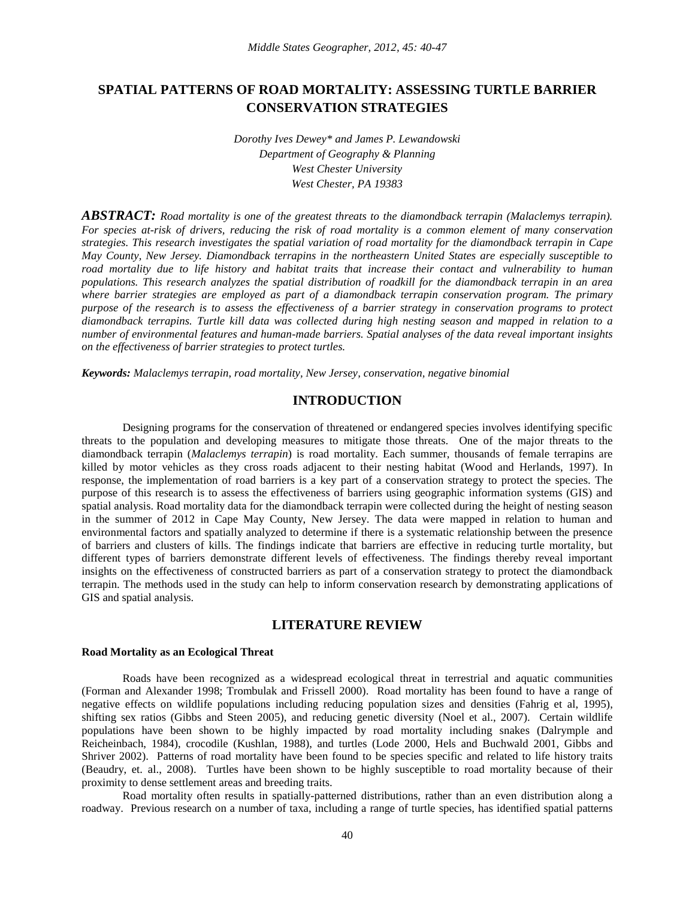# SPATIAL PATTERNS OF ROAD MORTALITY: ASSESSING TURTLE BARRIER CONSERVATION STRATEGIES

*Dorothy Ives Dewey\* and James P. Lewandowski*
*Department of Geography & Planning*
*West Chester University*
*West Chester, PA 19383*

***ABSTRACT:*** *Road mortality is one of the greatest threats to the diamondback terrapin (Malaclemys terrapin). For species at-risk of drivers, reducing the risk of road mortality is a common element of many conservation strategies. This research investigates the spatial variation of road mortality for the diamondback terrapin in Cape May County, New Jersey. Diamondback terrapins in the northeastern United States are especially susceptible to road mortality due to life history and habitat traits that increase their contact and vulnerability to human populations. This research analyzes the spatial distribution of roadkill for the diamondback terrapin in an area where barrier strategies are employed as part of a diamondback terrapin conservation program. The primary purpose of the research is to assess the effectiveness of a barrier strategy in conservation programs to protect diamondback terrapins. Turtle kill data was collected during high nesting season and mapped in relation to a number of environmental features and human-made barriers. Spatial analyses of the data reveal important insights on the effectiveness of barrier strategies to protect turtles.*

***Keywords:*** *Malaclemys terrapin, road mortality, New Jersey, conservation, negative binomial*

## INTRODUCTION

Designing programs for the conservation of threatened or endangered species involves identifying specific threats to the population and developing measures to mitigate those threats. One of the major threats to the diamondback terrapin (*Malaclemys terrapin*) is road mortality. Each summer, thousands of female terrapins are killed by motor vehicles as they cross roads adjacent to their nesting habitat (Wood and Herlands, 1997). In response, the implementation of road barriers is a key part of a conservation strategy to protect the species. The purpose of this research is to assess the effectiveness of barriers using geographic information systems (GIS) and spatial analysis. Road mortality data for the diamondback terrapin were collected during the height of nesting season in the summer of 2012 in Cape May County, New Jersey. The data were mapped in relation to human and environmental factors and spatially analyzed to determine if there is a systematic relationship between the presence of barriers and clusters of kills. The findings indicate that barriers are effective in reducing turtle mortality, but different types of barriers demonstrate different levels of effectiveness. The findings thereby reveal important insights on the effectiveness of constructed barriers as part of a conservation strategy to protect the diamondback terrapin. The methods used in the study can help to inform conservation research by demonstrating applications of GIS and spatial analysis.

## LITERATURE REVIEW

### Road Mortality as an Ecological Threat

Roads have been recognized as a widespread ecological threat in terrestrial and aquatic communities (Forman and Alexander 1998; Trombulak and Frissell 2000). Road mortality has been found to have a range of negative effects on wildlife populations including reducing population sizes and densities (Fahrig et al, 1995), shifting sex ratios (Gibbs and Steen 2005), and reducing genetic diversity (Noel et al., 2007). Certain wildlife populations have been shown to be highly impacted by road mortality including snakes (Dalrymple and Reicheinbach, 1984), crocodile (Kushlan, 1988), and turtles (Lode 2000, Hels and Buchwald 2001, Gibbs and Shriver 2002). Patterns of road mortality have been found to be species specific and related to life history traits (Beaudry, et. al., 2008). Turtles have been shown to be highly susceptible to road mortality because of their proximity to dense settlement areas and breeding traits.

Road mortality often results in spatially-patterned distributions, rather than an even distribution along a roadway. Previous research on a number of taxa, including a range of turtle species, has identified spatial patterns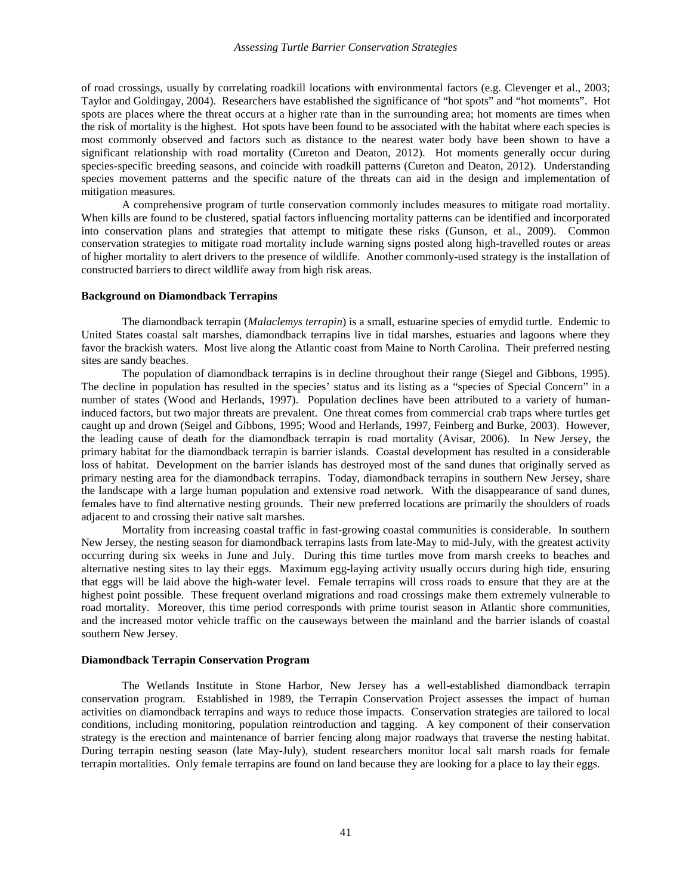of road crossings, usually by correlating roadkill locations with environmental factors (e.g. Clevenger et al., 2003; Taylor and Goldingay, 2004). Researchers have established the significance of "hot spots" and "hot moments". Hot spots are places where the threat occurs at a higher rate than in the surrounding area; hot moments are times when the risk of mortality is the highest. Hot spots have been found to be associated with the habitat where each species is most commonly observed and factors such as distance to the nearest water body have been shown to have a significant relationship with road mortality (Cureton and Deaton, 2012). Hot moments generally occur during species-specific breeding seasons, and coincide with roadkill patterns (Cureton and Deaton, 2012). Understanding species movement patterns and the specific nature of the threats can aid in the design and implementation of mitigation measures.

A comprehensive program of turtle conservation commonly includes measures to mitigate road mortality. When kills are found to be clustered, spatial factors influencing mortality patterns can be identified and incorporated into conservation plans and strategies that attempt to mitigate these risks (Gunson, et al., 2009). Common conservation strategies to mitigate road mortality include warning signs posted along high-travelled routes or areas of higher mortality to alert drivers to the presence of wildlife. Another commonly-used strategy is the installation of constructed barriers to direct wildlife away from high risk areas.

**Background on Diamondback Terrapins**

The diamondback terrapin (*Malaclemys terrapin*) is a small, estuarine species of emydid turtle. Endemic to United States coastal salt marshes, diamondback terrapins live in tidal marshes, estuaries and lagoons where they favor the brackish waters. Most live along the Atlantic coast from Maine to North Carolina. Their preferred nesting sites are sandy beaches.

The population of diamondback terrapins is in decline throughout their range (Siegel and Gibbons, 1995). The decline in population has resulted in the species' status and its listing as a "species of Special Concern" in a number of states (Wood and Herlands, 1997). Population declines have been attributed to a variety of human-induced factors, but two major threats are prevalent. One threat comes from commercial crab traps where turtles get caught up and drown (Seigel and Gibbons, 1995; Wood and Herlands, 1997, Feinberg and Burke, 2003). However, the leading cause of death for the diamondback terrapin is road mortality (Avisar, 2006). In New Jersey, the primary habitat for the diamondback terrapin is barrier islands. Coastal development has resulted in a considerable loss of habitat. Development on the barrier islands has destroyed most of the sand dunes that originally served as primary nesting area for the diamondback terrapins. Today, diamondback terrapins in southern New Jersey, share the landscape with a large human population and extensive road network. With the disappearance of sand dunes, females have to find alternative nesting grounds. Their new preferred locations are primarily the shoulders of roads adjacent to and crossing their native salt marshes.

Mortality from increasing coastal traffic in fast-growing coastal communities is considerable. In southern New Jersey, the nesting season for diamondback terrapins lasts from late-May to mid-July, with the greatest activity occurring during six weeks in June and July. During this time turtles move from marsh creeks to beaches and alternative nesting sites to lay their eggs. Maximum egg-laying activity usually occurs during high tide, ensuring that eggs will be laid above the high-water level. Female terrapins will cross roads to ensure that they are at the highest point possible. These frequent overland migrations and road crossings make them extremely vulnerable to road mortality. Moreover, this time period corresponds with prime tourist season in Atlantic shore communities, and the increased motor vehicle traffic on the causeways between the mainland and the barrier islands of coastal southern New Jersey.

**Diamondback Terrapin Conservation Program**

The Wetlands Institute in Stone Harbor, New Jersey has a well-established diamondback terrapin conservation program. Established in 1989, the Terrapin Conservation Project assesses the impact of human activities on diamondback terrapins and ways to reduce those impacts. Conservation strategies are tailored to local conditions, including monitoring, population reintroduction and tagging. A key component of their conservation strategy is the erection and maintenance of barrier fencing along major roadways that traverse the nesting habitat. During terrapin nesting season (late May-July), student researchers monitor local salt marsh roads for female terrapin mortalities. Only female terrapins are found on land because they are looking for a place to lay their eggs.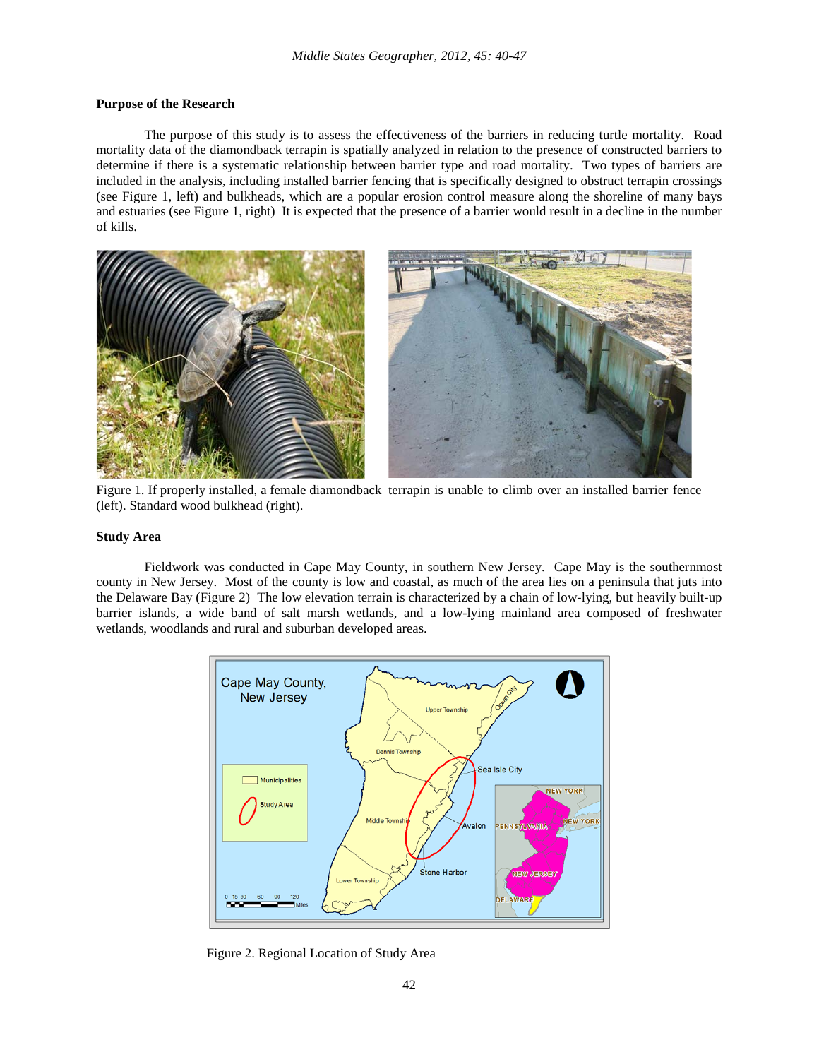### Purpose of the Research

The purpose of this study is to assess the effectiveness of the barriers in reducing turtle mortality. Road mortality data of the diamondback terrapin is spatially analyzed in relation to the presence of constructed barriers to determine if there is a systematic relationship between barrier type and road mortality. Two types of barriers are included in the analysis, including installed barrier fencing that is specifically designed to obstruct terrapin crossings (see Figure 1, left) and bulkheads, which are a popular erosion control measure along the shoreline of many bays and estuaries (see Figure 1, right) It is expected that the presence of a barrier would result in a decline in the number of kills.

Figure 1. If properly installed, a female diamondback terrapin is unable to climb over an installed barrier fence (left). Standard wood bulkhead (right).

### Study Area

Fieldwork was conducted in Cape May County, in southern New Jersey. Cape May is the southernmost county in New Jersey. Most of the county is low and coastal, as much of the area lies on a peninsula that juts into the Delaware Bay (Figure 2) The low elevation terrain is characterized by a chain of low-lying, but heavily built-up barrier islands, a wide band of salt marsh wetlands, and a low-lying mainland area composed of freshwater wetlands, woodlands and rural and suburban developed areas.

Figure 2. Regional Location of Study Area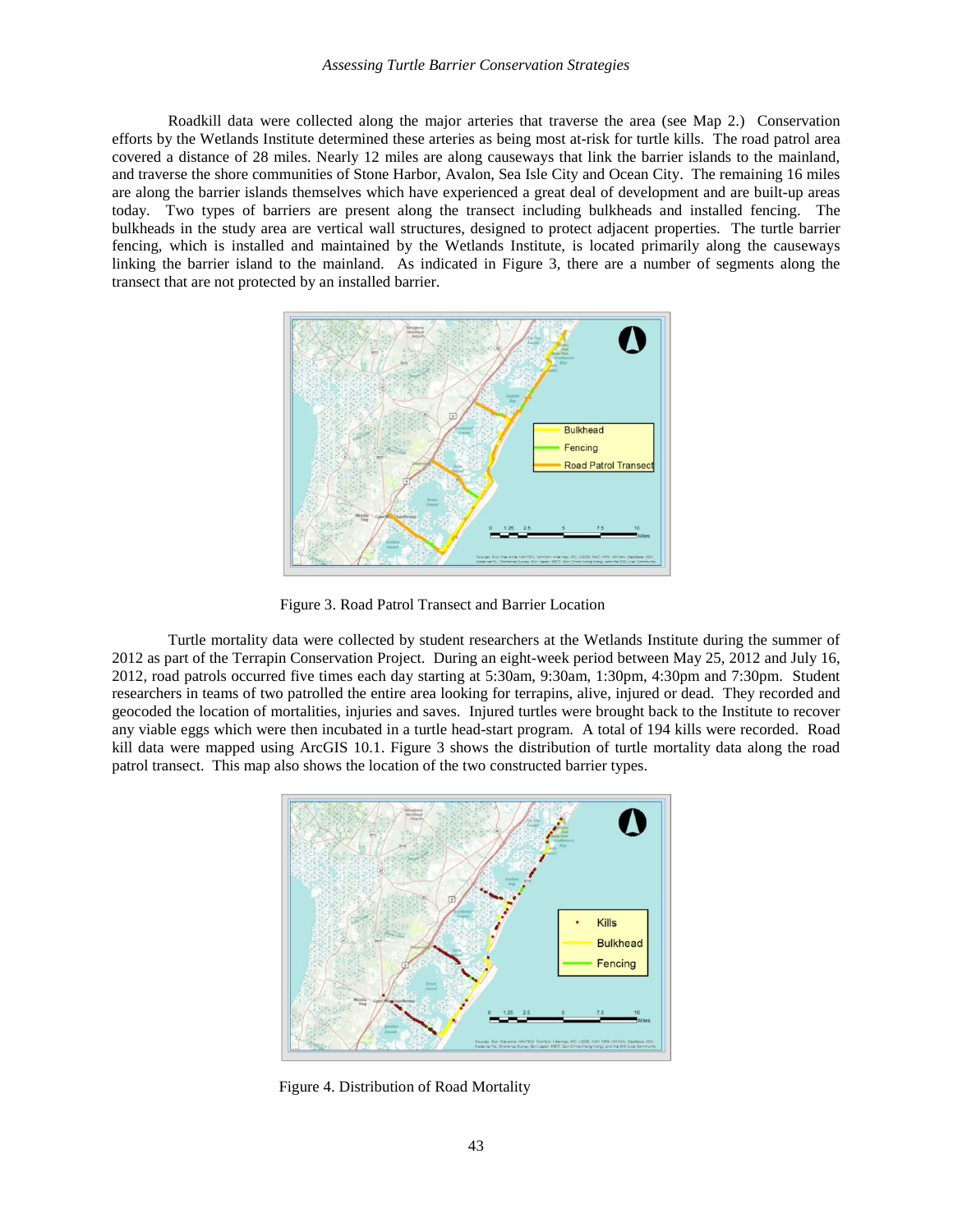Roadkill data were collected along the major arteries that traverse the area (see Map 2.) Conservation efforts by the Wetlands Institute determined these arteries as being most at-risk for turtle kills. The road patrol area covered a distance of 28 miles. Nearly 12 miles are along causeways that link the barrier islands to the mainland, and traverse the shore communities of Stone Harbor, Avalon, Sea Isle City and Ocean City. The remaining 16 miles are along the barrier islands themselves which have experienced a great deal of development and are built-up areas today. Two types of barriers are present along the transect including bulkheads and installed fencing. The bulkheads in the study area are vertical wall structures, designed to protect adjacent properties. The turtle barrier fencing, which is installed and maintained by the Wetlands Institute, is located primarily along the causeways linking the barrier island to the mainland. As indicated in Figure 3, there are a number of segments along the transect that are not protected by an installed barrier.

Figure 3. Road Patrol Transect and Barrier Location

Turtle mortality data were collected by student researchers at the Wetlands Institute during the summer of 2012 as part of the Terrapin Conservation Project. During an eight-week period between May 25, 2012 and July 16, 2012, road patrols occurred five times each day starting at 5:30am, 9:30am, 1:30pm, 4:30pm and 7:30pm. Student researchers in teams of two patrolled the entire area looking for terrapins, alive, injured or dead. They recorded and geocoded the location of mortalities, injuries and saves. Injured turtles were brought back to the Institute to recover any viable eggs which were then incubated in a turtle head-start program. A total of 194 kills were recorded. Road kill data were mapped using ArcGIS 10.1. Figure 3 shows the distribution of turtle mortality data along the road patrol transect. This map also shows the location of the two constructed barrier types.

Figure 4. Distribution of Road Mortality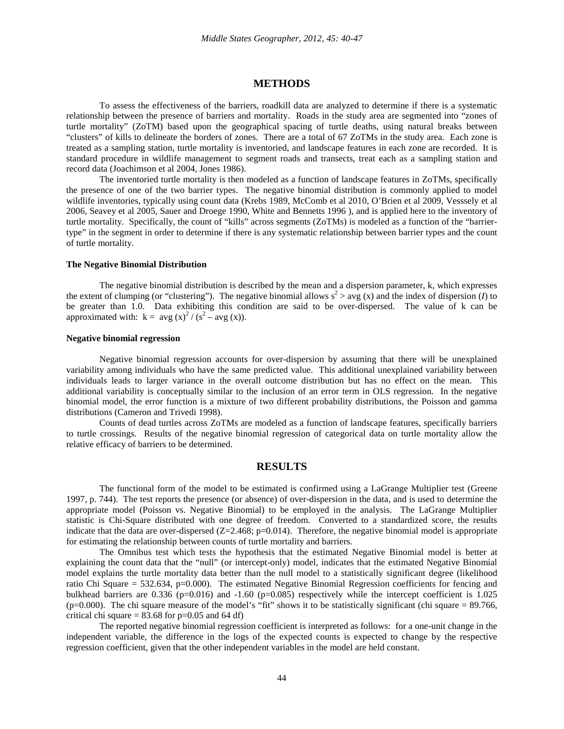## METHODS

To assess the effectiveness of the barriers, roadkill data are analyzed to determine if there is a systematic relationship between the presence of barriers and mortality. Roads in the study area are segmented into "zones of turtle mortality" (ZoTM) based upon the geographical spacing of turtle deaths, using natural breaks between "clusters" of kills to delineate the borders of zones. There are a total of 67 ZoTMs in the study area. Each zone is treated as a sampling station, turtle mortality is inventoried, and landscape features in each zone are recorded. It is standard procedure in wildlife management to segment roads and transects, treat each as a sampling station and record data (Joachimson et al 2004, Jones 1986).

The inventoried turtle mortality is then modeled as a function of landscape features in ZoTMs, specifically the presence of one of the two barrier types. The negative binomial distribution is commonly applied to model wildlife inventories, typically using count data (Krebs 1989, McComb et al 2010, O'Brien et al 2009, Vesssely et al 2006, Seavey et al 2005, Sauer and Droege 1990, White and Bennetts 1996 ), and is applied here to the inventory of turtle mortality. Specifically, the count of "kills" across segments (ZoTMs) is modeled as a function of the "barrier-type" in the segment in order to determine if there is any systematic relationship between barrier types and the count of turtle mortality.

### The Negative Binomial Distribution

The negative binomial distribution is described by the mean and a dispersion parameter, k, which expresses the extent of clumping (or "clustering"). The negative binomial allows $s^2 > \text{avg}(x)$ and the index of dispersion (*I*) to be greater than 1.0. Data exhibiting this condition are said to be over-dispersed. The value of k can be approximated with: $k = \text{avg}(x)^2 / (s^2 - \text{avg}(x))$.

### Negative binomial regression

Negative binomial regression accounts for over-dispersion by assuming that there will be unexplained variability among individuals who have the same predicted value. This additional unexplained variability between individuals leads to larger variance in the overall outcome distribution but has no effect on the mean. This additional variability is conceptually similar to the inclusion of an error term in OLS regression. In the negative binomial model, the error function is a mixture of two different probability distributions, the Poisson and gamma distributions (Cameron and Trivedi 1998).

Counts of dead turtles across ZoTMs are modeled as a function of landscape features, specifically barriers to turtle crossings. Results of the negative binomial regression of categorical data on turtle mortality allow the relative efficacy of barriers to be determined.

## RESULTS

The functional form of the model to be estimated is confirmed using a LaGrange Multiplier test (Greene 1997, p. 744). The test reports the presence (or absence) of over-dispersion in the data, and is used to determine the appropriate model (Poisson vs. Negative Binomial) to be employed in the analysis. The LaGrange Multiplier statistic is Chi-Square distributed with one degree of freedom. Converted to a standardized score, the results indicate that the data are over-dispersed ($Z=2.468$; $p=0.014$). Therefore, the negative binomial model is appropriate for estimating the relationship between counts of turtle mortality and barriers.

The Omnibus test which tests the hypothesis that the estimated Negative Binomial model is better at explaining the count data that the "null" (or intercept-only) model, indicates that the estimated Negative Binomial model explains the turtle mortality data better than the null model to a statistically significant degree (likelihood ratio Chi Square = 532.634, $p=0.000$). The estimated Negative Binomial Regression coefficients for fencing and bulkhead barriers are 0.336 ($p=0.016$) and -1.60 ($p=0.085$) respectively while the intercept coefficient is 1.025 ($p=0.000$). The chi square measure of the model's "fit" shows it to be statistically significant (chi square = 89.766, critical chi square = 83.68 for $p=0.05$ and 64 df)

The reported negative binomial regression coefficient is interpreted as follows: for a one-unit change in the independent variable, the difference in the logs of the expected counts is expected to change by the respective regression coefficient, given that the other independent variables in the model are held constant.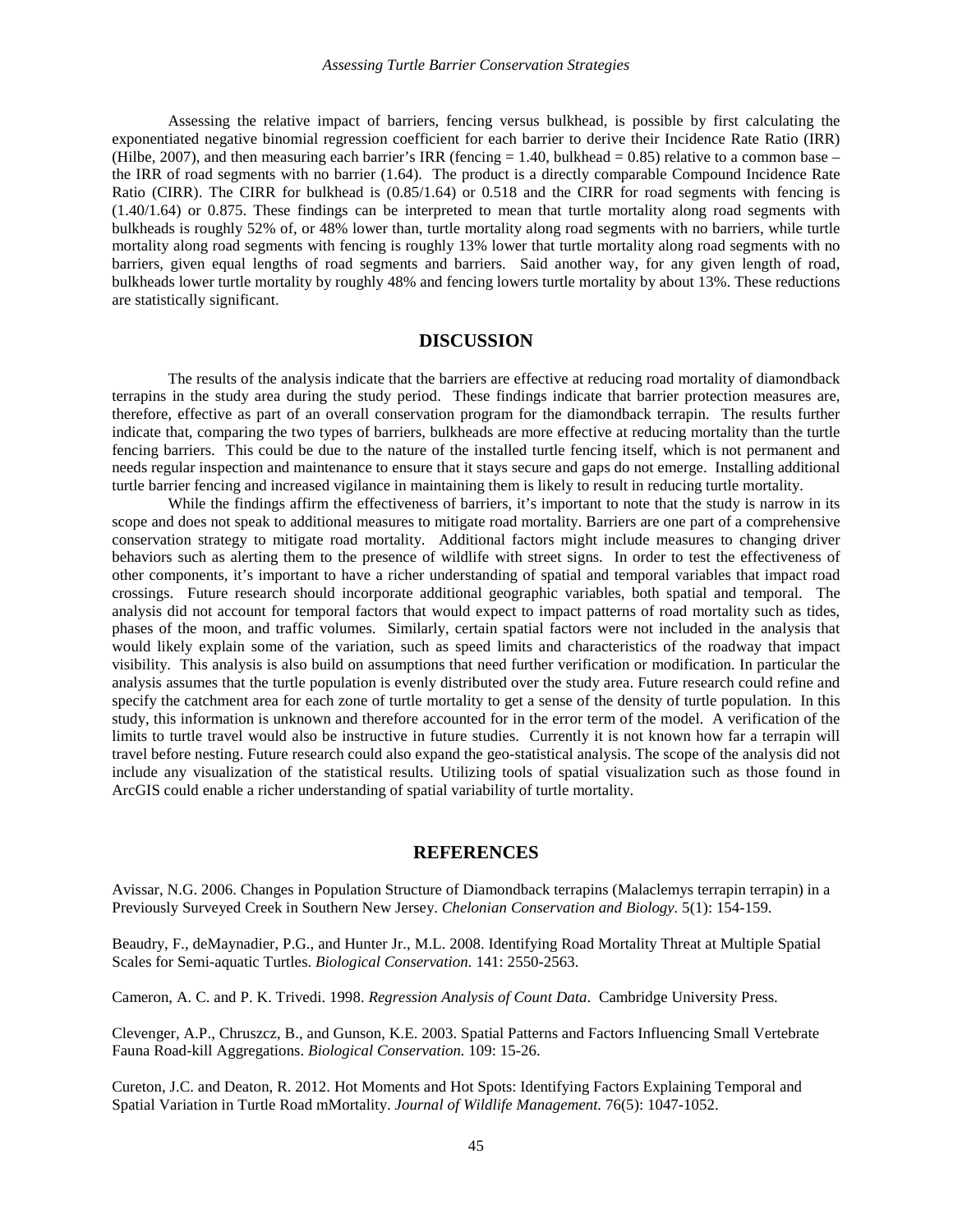Assessing the relative impact of barriers, fencing versus bulkhead, is possible by first calculating the exponentiated negative binomial regression coefficient for each barrier to derive their Incidence Rate Ratio (IRR) (Hilbe, 2007), and then measuring each barrier's IRR (fencing = 1.40, bulkhead = 0.85) relative to a common base – the IRR of road segments with no barrier (1.64). The product is a directly comparable Compound Incidence Rate Ratio (CIRR). The CIRR for bulkhead is (0.85/1.64) or 0.518 and the CIRR for road segments with fencing is (1.40/1.64) or 0.875. These findings can be interpreted to mean that turtle mortality along road segments with bulkheads is roughly 52% of, or 48% lower than, turtle mortality along road segments with no barriers, while turtle mortality along road segments with fencing is roughly 13% lower that turtle mortality along road segments with no barriers, given equal lengths of road segments and barriers. Said another way, for any given length of road, bulkheads lower turtle mortality by roughly 48% and fencing lowers turtle mortality by about 13%. These reductions are statistically significant.

## DISCUSSION

The results of the analysis indicate that the barriers are effective at reducing road mortality of diamondback terrapins in the study area during the study period. These findings indicate that barrier protection measures are, therefore, effective as part of an overall conservation program for the diamondback terrapin. The results further indicate that, comparing the two types of barriers, bulkheads are more effective at reducing mortality than the turtle fencing barriers. This could be due to the nature of the installed turtle fencing itself, which is not permanent and needs regular inspection and maintenance to ensure that it stays secure and gaps do not emerge. Installing additional turtle barrier fencing and increased vigilance in maintaining them is likely to result in reducing turtle mortality.

While the findings affirm the effectiveness of barriers, it's important to note that the study is narrow in its scope and does not speak to additional measures to mitigate road mortality. Barriers are one part of a comprehensive conservation strategy to mitigate road mortality. Additional factors might include measures to changing driver behaviors such as alerting them to the presence of wildlife with street signs. In order to test the effectiveness of other components, it's important to have a richer understanding of spatial and temporal variables that impact road crossings. Future research should incorporate additional geographic variables, both spatial and temporal. The analysis did not account for temporal factors that would expect to impact patterns of road mortality such as tides, phases of the moon, and traffic volumes. Similarly, certain spatial factors were not included in the analysis that would likely explain some of the variation, such as speed limits and characteristics of the roadway that impact visibility. This analysis is also build on assumptions that need further verification or modification. In particular the analysis assumes that the turtle population is evenly distributed over the study area. Future research could refine and specify the catchment area for each zone of turtle mortality to get a sense of the density of turtle population. In this study, this information is unknown and therefore accounted for in the error term of the model. A verification of the limits to turtle travel would also be instructive in future studies. Currently it is not known how far a terrapin will travel before nesting. Future research could also expand the geo-statistical analysis. The scope of the analysis did not include any visualization of the statistical results. Utilizing tools of spatial visualization such as those found in ArcGIS could enable a richer understanding of spatial variability of turtle mortality.

## REFERENCES

Avissar, N.G. 2006. Changes in Population Structure of Diamondback terrapins (Malaclemys terrapin terrapin) in a Previously Surveyed Creek in Southern New Jersey. *Chelonian Conservation and Biology.* 5(1): 154-159.

Beaudry, F., deMaynadier, P.G., and Hunter Jr., M.L. 2008. Identifying Road Mortality Threat at Multiple Spatial Scales for Semi-aquatic Turtles. *Biological Conservation.* 141: 2550-2563.

Cameron, A. C. and P. K. Trivedi. 1998. *Regression Analysis of Count Data*. Cambridge University Press.

Clevenger, A.P., Chruszcz, B., and Gunson, K.E. 2003. Spatial Patterns and Factors Influencing Small Vertebrate Fauna Road-kill Aggregations. *Biological Conservation.* 109: 15-26.

Cureton, J.C. and Deaton, R. 2012. Hot Moments and Hot Spots: Identifying Factors Explaining Temporal and Spatial Variation in Turtle Road mMortality. *Journal of Wildlife Management.* 76(5): 1047-1052.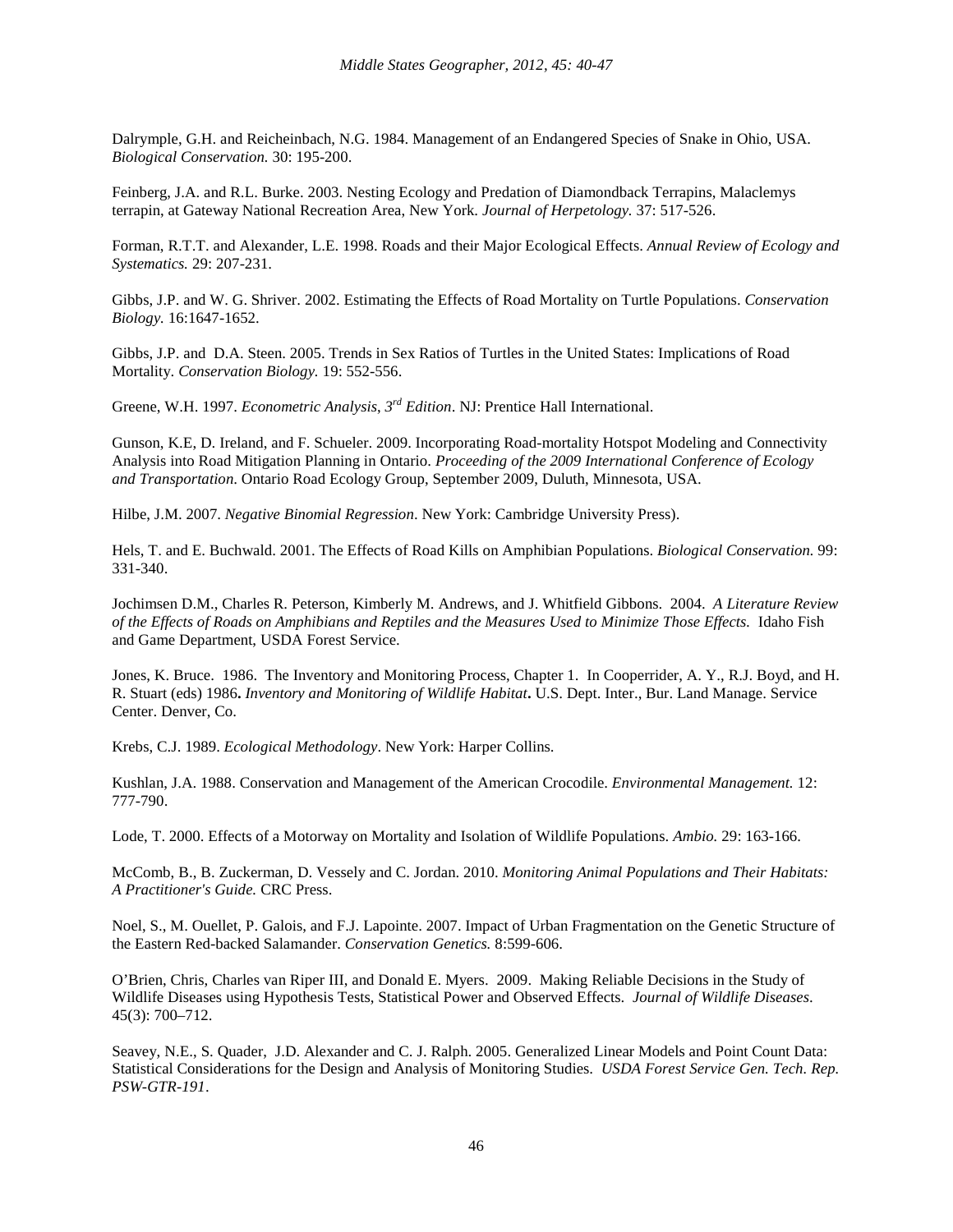Dalrymple, G.H. and Reicheinbach, N.G. 1984. Management of an Endangered Species of Snake in Ohio, USA. *Biological Conservation.* 30: 195-200.

Feinberg, J.A. and R.L. Burke. 2003. Nesting Ecology and Predation of Diamondback Terrapins, Malaclemys terrapin, at Gateway National Recreation Area, New York. *Journal of Herpetology.* 37: 517-526.

Forman, R.T.T. and Alexander, L.E. 1998. Roads and their Major Ecological Effects. *Annual Review of Ecology and Systematics.* 29: 207-231.

Gibbs, J.P. and W. G. Shriver. 2002. Estimating the Effects of Road Mortality on Turtle Populations. *Conservation Biology.* 16:1647-1652.

Gibbs, J.P. and D.A. Steen. 2005. Trends in Sex Ratios of Turtles in the United States: Implications of Road Mortality. *Conservation Biology.* 19: 552-556.

Greene, W.H. 1997. *Econometric Analysis, 3rd Edition*. NJ: Prentice Hall International.

Gunson, K.E, D. Ireland, and F. Schueler. 2009. Incorporating Road-mortality Hotspot Modeling and Connectivity Analysis into Road Mitigation Planning in Ontario. *Proceeding of the 2009 International Conference of Ecology and Transportation*. Ontario Road Ecology Group, September 2009, Duluth, Minnesota, USA.

Hilbe, J.M. 2007. *Negative Binomial Regression*. New York: Cambridge University Press).

Hels, T. and E. Buchwald. 2001. The Effects of Road Kills on Amphibian Populations. *Biological Conservation.* 99: 331-340.

Jochimsen D.M., Charles R. Peterson, Kimberly M. Andrews, and J. Whitfield Gibbons. 2004. *A Literature Review of the Effects of Roads on Amphibians and Reptiles and the Measures Used to Minimize Those Effects.* Idaho Fish and Game Department, USDA Forest Service.

Jones, K. Bruce. 1986. The Inventory and Monitoring Process, Chapter 1. In Cooperrider, A. Y., R.J. Boyd, and H. R. Stuart (eds) 1986**.** ***Inventory and Monitoring of Wildlife Habitat*****.** U.S. Dept. Inter., Bur. Land Manage. Service Center. Denver, Co.

Krebs, C.J. 1989. *Ecological Methodology*. New York: Harper Collins.

Kushlan, J.A. 1988. Conservation and Management of the American Crocodile. *Environmental Management.* 12: 777-790.

Lode, T. 2000. Effects of a Motorway on Mortality and Isolation of Wildlife Populations. *Ambio.* 29: 163-166.

McComb, B., B. Zuckerman, D. Vessely and C. Jordan. 2010. *Monitoring Animal Populations and Their Habitats: A Practitioner's Guide.* CRC Press.

Noel, S., M. Ouellet, P. Galois, and F.J. Lapointe. 2007. Impact of Urban Fragmentation on the Genetic Structure of the Eastern Red-backed Salamander. *Conservation Genetics.* 8:599-606.

O'Brien, Chris, Charles van Riper III, and Donald E. Myers. 2009. Making Reliable Decisions in the Study of Wildlife Diseases using Hypothesis Tests, Statistical Power and Observed Effects. *Journal of Wildlife Diseases*. 45(3): 700–712.

Seavey, N.E., S. Quader, J.D. Alexander and C. J. Ralph. 2005. Generalized Linear Models and Point Count Data: Statistical Considerations for the Design and Analysis of Monitoring Studies. *USDA Forest Service Gen. Tech. Rep. PSW-GTR-191*.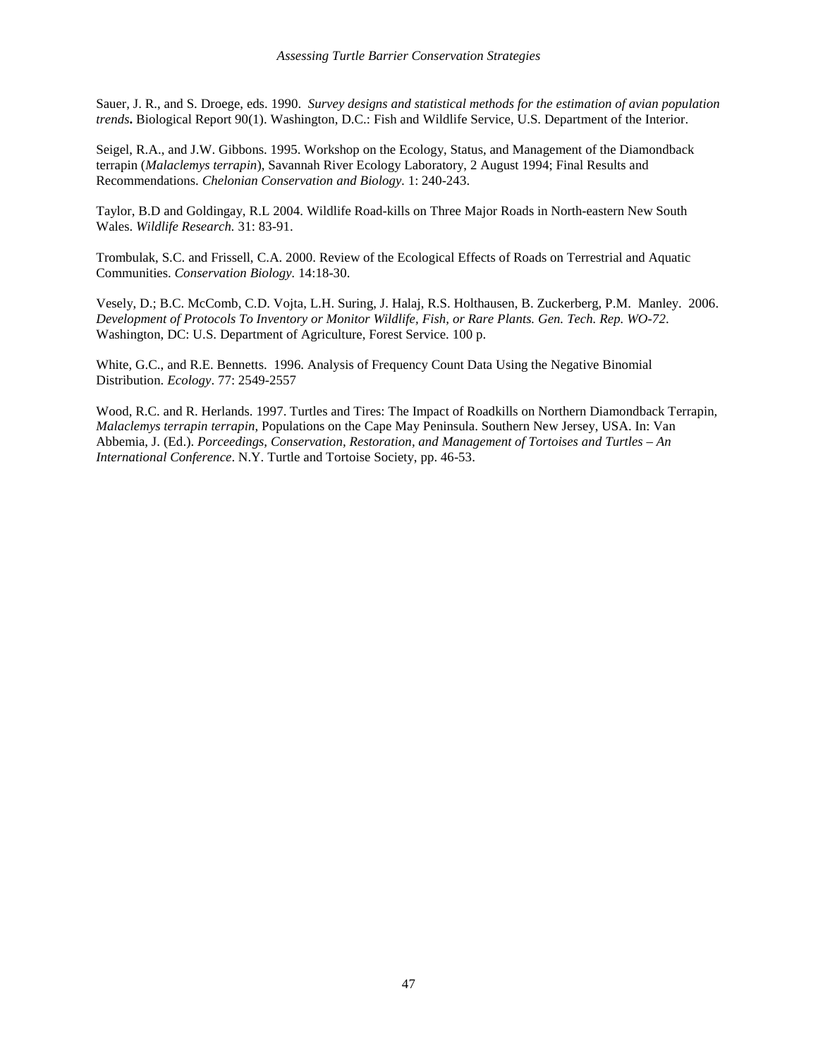Sauer, J. R., and S. Droege, eds. 1990. *Survey designs and statistical methods for the estimation of avian population trends***.** Biological Report 90(1). Washington, D.C.: Fish and Wildlife Service, U.S. Department of the Interior.

Seigel, R.A., and J.W. Gibbons. 1995. Workshop on the Ecology, Status, and Management of the Diamondback terrapin (*Malaclemys terrapin*), Savannah River Ecology Laboratory, 2 August 1994; Final Results and Recommendations. *Chelonian Conservation and Biology*. 1: 240-243.

Taylor, B.D and Goldingay, R.L 2004. Wildlife Road-kills on Three Major Roads in North-eastern New South Wales. *Wildlife Research*. 31: 83-91.

Trombulak, S.C. and Frissell, C.A. 2000. Review of the Ecological Effects of Roads on Terrestrial and Aquatic Communities. *Conservation Biology*. 14:18-30.

Vesely, D.; B.C. McComb, C.D. Vojta, L.H. Suring, J. Halaj, R.S. Holthausen, B. Zuckerberg, P.M. Manley. 2006. *Development of Protocols To Inventory or Monitor Wildlife, Fish, or Rare Plants. Gen. Tech. Rep. WO-72*. Washington, DC: U.S. Department of Agriculture, Forest Service. 100 p.

White, G.C., and R.E. Bennetts. 1996. Analysis of Frequency Count Data Using the Negative Binomial Distribution. *Ecology*. 77: 2549-2557

Wood, R.C. and R. Herlands. 1997. Turtles and Tires: The Impact of Roadkills on Northern Diamondback Terrapin, *Malaclemys terrapin terrapin*, Populations on the Cape May Peninsula. Southern New Jersey, USA. In: Van Abbemia, J. (Ed.). *Porceedings, Conservation, Restoration, and Management of Tortoises and Turtles – An International Conference*. N.Y. Turtle and Tortoise Society, pp. 46-53.